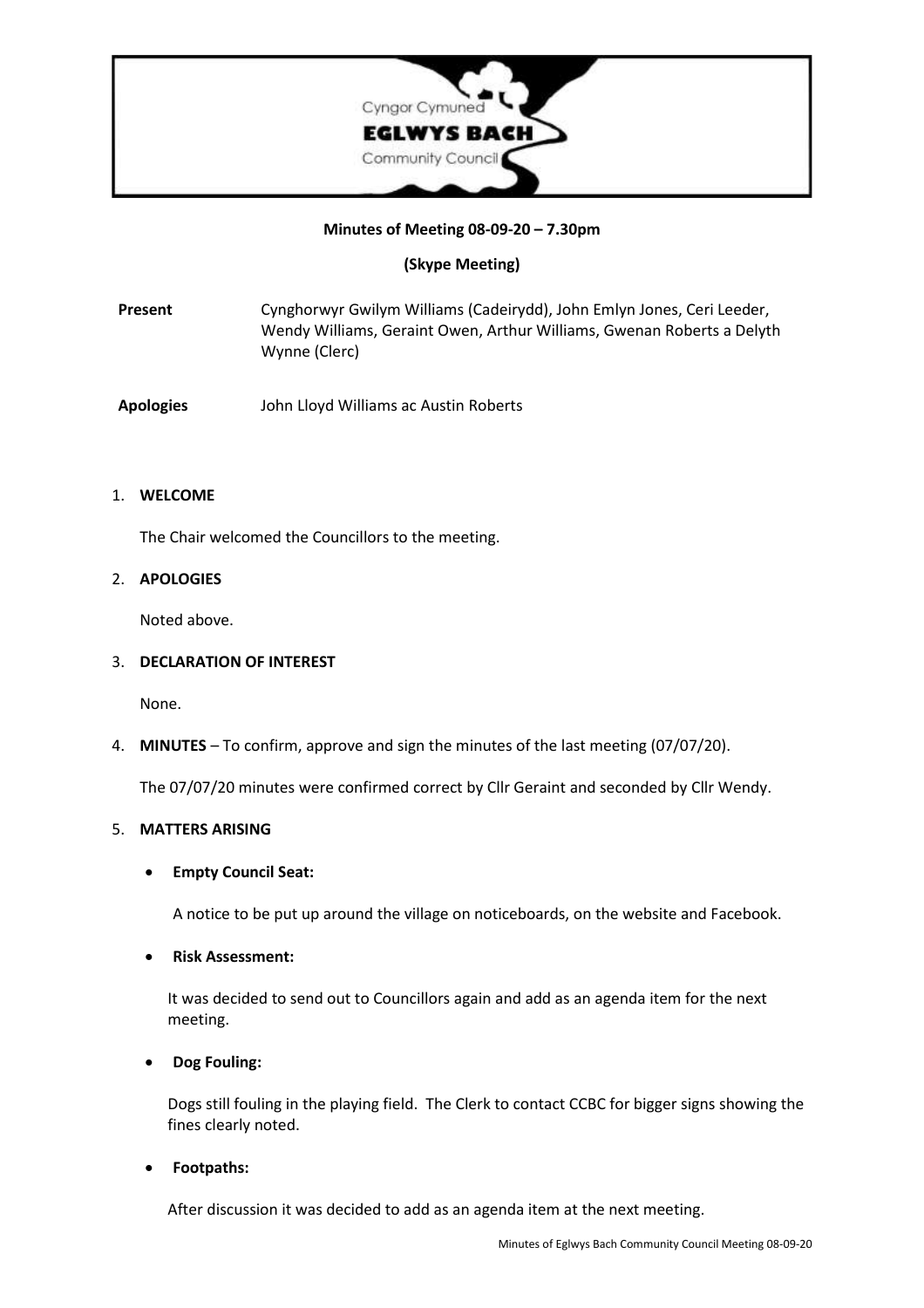Cyngor Cymuned
**EGLWYS BACH**
Community Council

**Minutes of Meeting 08-09-20 – 7.30pm**

**(Skype Meeting)**

**Present** Cynghorwyr Gwilym Williams (Cadeirydd), John Emlyn Jones, Ceri Leeder, Wendy Williams, Geraint Owen, Arthur Williams, Gwenan Roberts a Delyth Wynne (Clerc)

**Apologies** John Lloyd Williams ac Austin Roberts

1. **WELCOME**

   The Chair welcomed the Councillors to the meeting.

2. **APOLOGIES**

   Noted above.

3. **DECLARATION OF INTEREST**

   None.

4. **MINUTES** – To confirm, approve and sign the minutes of the last meeting (07/07/20).

   The 07/07/20 minutes were confirmed correct by Cllr Geraint and seconded by Cllr Wendy.

5. **MATTERS ARISING**

   - **Empty Council Seat:**

     A notice to be put up around the village on noticeboards, on the website and Facebook.

   - **Risk Assessment:**

     It was decided to send out to Councillors again and add as an agenda item for the next meeting.

   - **Dog Fouling:**

     Dogs still fouling in the playing field. The Clerk to contact CCBC for bigger signs showing the fines clearly noted.

   - **Footpaths:**

     After discussion it was decided to add as an agenda item at the next meeting.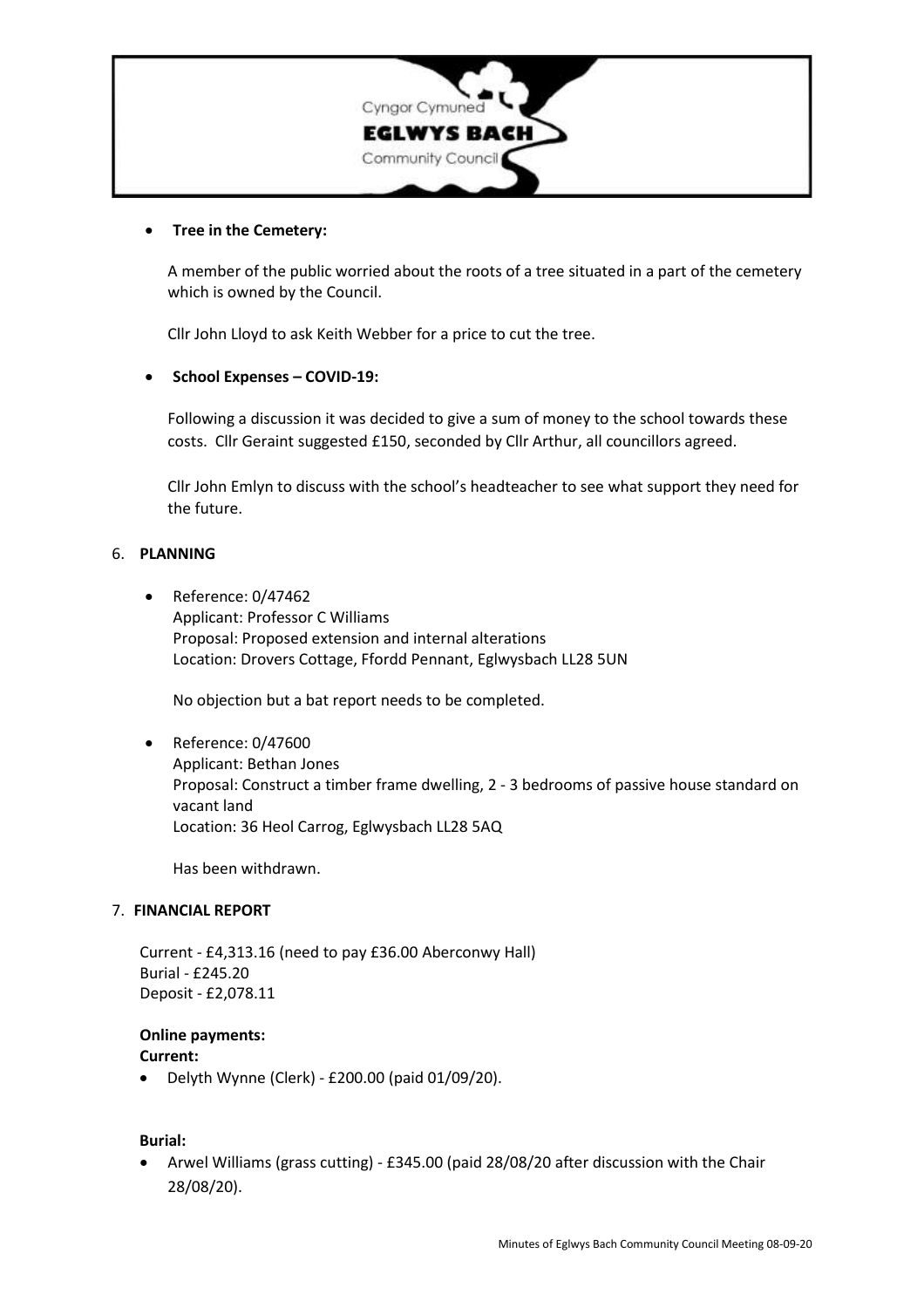- **Tree in the Cemetery:**

  A member of the public worried about the roots of a tree situated in a part of the cemetery which is owned by the Council.

  Cllr John Lloyd to ask Keith Webber for a price to cut the tree.

- **School Expenses – COVID-19:**

  Following a discussion it was decided to give a sum of money to the school towards these costs. Cllr Geraint suggested £150, seconded by Cllr Arthur, all councillors agreed.

  Cllr John Emlyn to discuss with the school's headteacher to see what support they need for the future.

6. **PLANNING**

- Reference: 0/47462
  Applicant: Professor C Williams
  Proposal: Proposed extension and internal alterations
  Location: Drovers Cottage, Ffordd Pennant, Eglwysbach LL28 5UN

  No objection but a bat report needs to be completed.

- Reference: 0/47600
  Applicant: Bethan Jones
  Proposal: Construct a timber frame dwelling, 2 - 3 bedrooms of passive house standard on vacant land
  Location: 36 Heol Carrog, Eglwysbach LL28 5AQ

  Has been withdrawn.

7. **FINANCIAL REPORT**

Current - £4,313.16 (need to pay £36.00 Aberconwy Hall)
Burial - £245.20
Deposit - £2,078.11

**Online payments:**
**Current:**

- Delyth Wynne (Clerk) - £200.00 (paid 01/09/20).

**Burial:**

- Arwel Williams (grass cutting) - £345.00 (paid 28/08/20 after discussion with the Chair 28/08/20).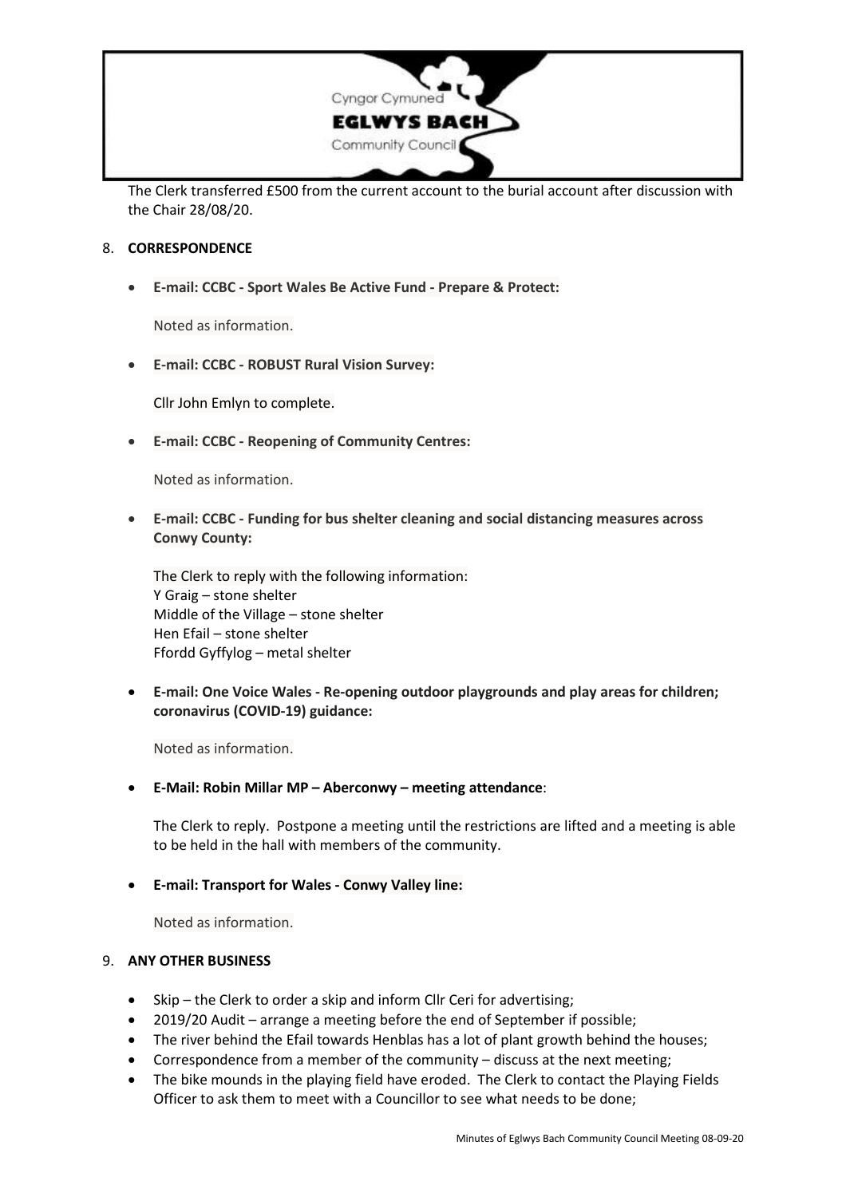The Clerk transferred £500 from the current account to the burial account after discussion with the Chair 28/08/20.

8. **CORRESPONDENCE**

- **E-mail: CCBC - Sport Wales Be Active Fund - Prepare & Protect:**

  Noted as information.

- **E-mail: CCBC - ROBUST Rural Vision Survey:**

  Cllr John Emlyn to complete.

- **E-mail: CCBC - Reopening of Community Centres:**

  Noted as information.

- **E-mail: CCBC - Funding for bus shelter cleaning and social distancing measures across Conwy County:**

  The Clerk to reply with the following information:
  Y Graig – stone shelter
  Middle of the Village – stone shelter
  Hen Efail – stone shelter
  Ffordd Gyffylog – metal shelter

- **E-mail: One Voice Wales - Re-opening outdoor playgrounds and play areas for children; coronavirus (COVID-19) guidance:**

  Noted as information.

- **E-Mail: Robin Millar MP – Aberconwy – meeting attendance**:

  The Clerk to reply. Postpone a meeting until the restrictions are lifted and a meeting is able to be held in the hall with members of the community.

- **E-mail: Transport for Wales - Conwy Valley line:**

  Noted as information.

9. **ANY OTHER BUSINESS**

- Skip – the Clerk to order a skip and inform Cllr Ceri for advertising;
- 2019/20 Audit – arrange a meeting before the end of September if possible;
- The river behind the Efail towards Henblas has a lot of plant growth behind the houses;
- Correspondence from a member of the community – discuss at the next meeting;
- The bike mounds in the playing field have eroded. The Clerk to contact the Playing Fields Officer to ask them to meet with a Councillor to see what needs to be done;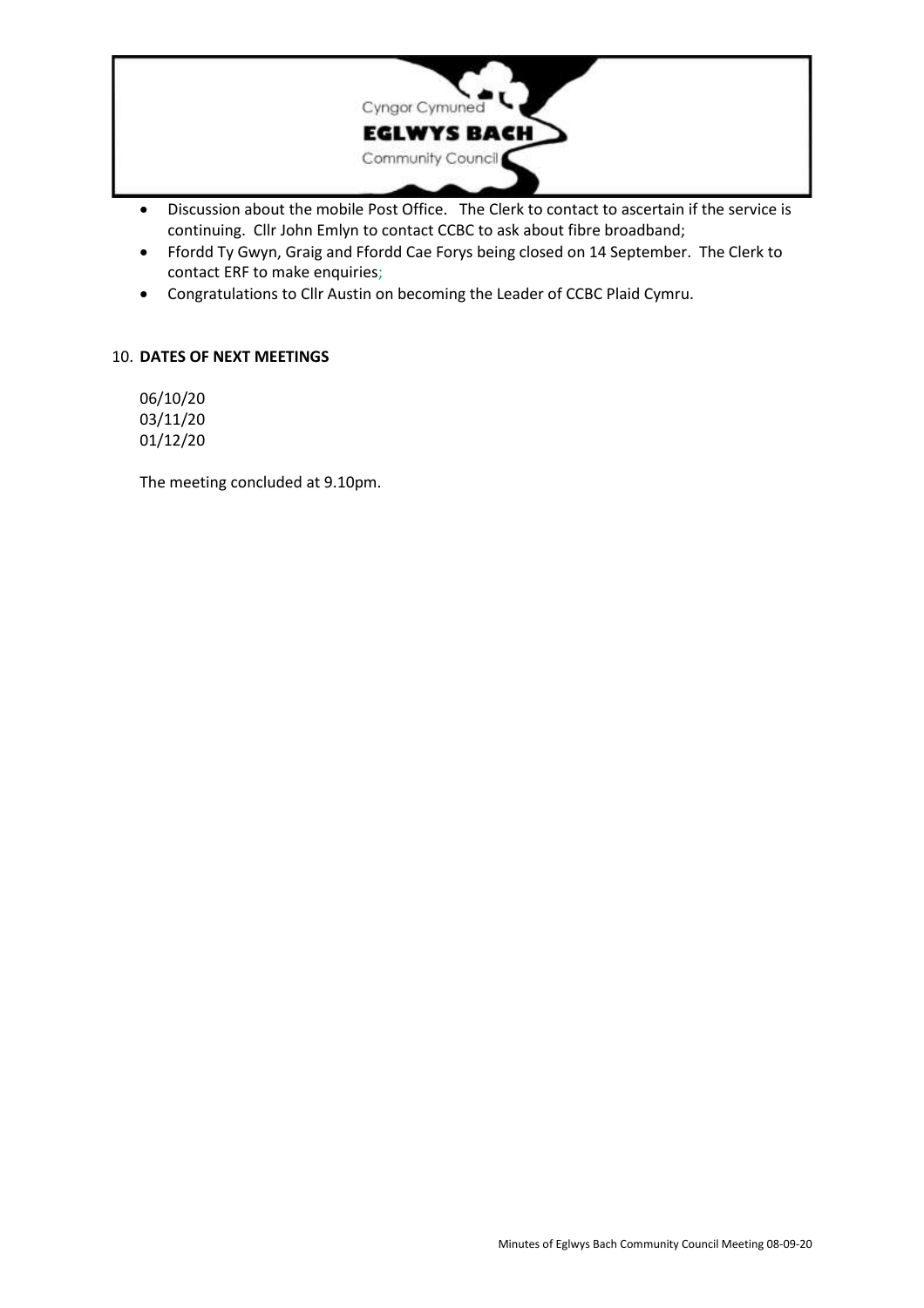- Discussion about the mobile Post Office. The Clerk to contact to ascertain if the service is continuing. Cllr John Emlyn to contact CCBC to ask about fibre broadband;
- Ffordd Ty Gwyn, Graig and Ffordd Cae Forys being closed on 14 September. The Clerk to contact ERF to make enquiries;
- Congratulations to Cllr Austin on becoming the Leader of CCBC Plaid Cymru.

10. **DATES OF NEXT MEETINGS**

06/10/20
03/11/20
01/12/20

The meeting concluded at 9.10pm.